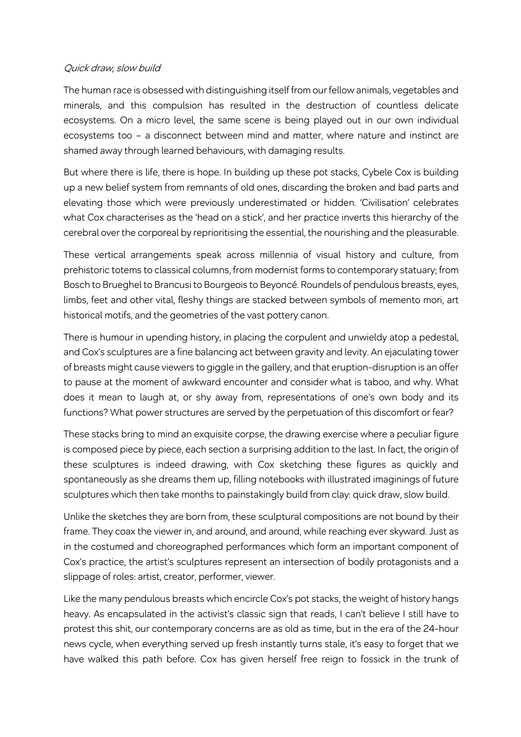*Quick draw, slow build*

The human race is obsessed with distinguishing itself from our fellow animals, vegetables and minerals, and this compulsion has resulted in the destruction of countless delicate ecosystems. On a micro level, the same scene is being played out in our own individual ecosystems too – a disconnect between mind and matter, where nature and instinct are shamed away through learned behaviours, with damaging results.

But where there is life, there is hope. In building up these pot stacks, Cybele Cox is building up a new belief system from remnants of old ones, discarding the broken and bad parts and elevating those which were previously underestimated or hidden. 'Civilisation' celebrates what Cox characterises as the 'head on a stick', and her practice inverts this hierarchy of the cerebral over the corporeal by reprioritising the essential, the nourishing and the pleasurable.

These vertical arrangements speak across millennia of visual history and culture, from prehistoric totems to classical columns, from modernist forms to contemporary statuary; from Bosch to Brueghel to Brancusi to Bourgeois to Beyoncé. Roundels of pendulous breasts, eyes, limbs, feet and other vital, fleshy things are stacked between symbols of memento mori, art historical motifs, and the geometries of the vast pottery canon.

There is humour in upending history, in placing the corpulent and unwieldy atop a pedestal, and Cox's sculptures are a fine balancing act between gravity and levity. An ejaculating tower of breasts might cause viewers to giggle in the gallery, and that eruption-disruption is an offer to pause at the moment of awkward encounter and consider what is taboo, and why. What does it mean to laugh at, or shy away from, representations of one's own body and its functions? What power structures are served by the perpetuation of this discomfort or fear?

These stacks bring to mind an exquisite corpse, the drawing exercise where a peculiar figure is composed piece by piece, each section a surprising addition to the last. In fact, the origin of these sculptures is indeed drawing, with Cox sketching these figures as quickly and spontaneously as she dreams them up, filling notebooks with illustrated imaginings of future sculptures which then take months to painstakingly build from clay: quick draw, slow build.

Unlike the sketches they are born from, these sculptural compositions are not bound by their frame. They coax the viewer in, and around, and around, while reaching ever skyward. Just as in the costumed and choreographed performances which form an important component of Cox's practice, the artist's sculptures represent an intersection of bodily protagonists and a slippage of roles: artist, creator, performer, viewer.

Like the many pendulous breasts which encircle Cox's pot stacks, the weight of history hangs heavy. As encapsulated in the activist's classic sign that reads, I can't believe I still have to protest this shit, our contemporary concerns are as old as time, but in the era of the 24-hour news cycle, when everything served up fresh instantly turns stale, it's easy to forget that we have walked this path before. Cox has given herself free reign to fossick in the trunk of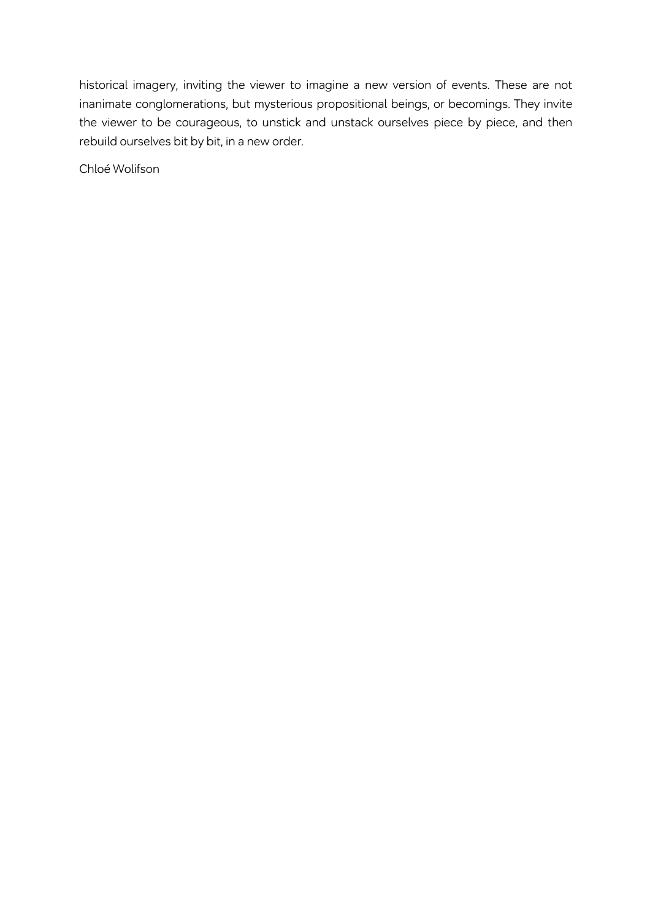historical imagery, inviting the viewer to imagine a new version of events. These are not inanimate conglomerations, but mysterious propositional beings, or becomings. They invite the viewer to be courageous, to unstick and unstack ourselves piece by piece, and then rebuild ourselves bit by bit, in a new order.

Chloé Wolifson